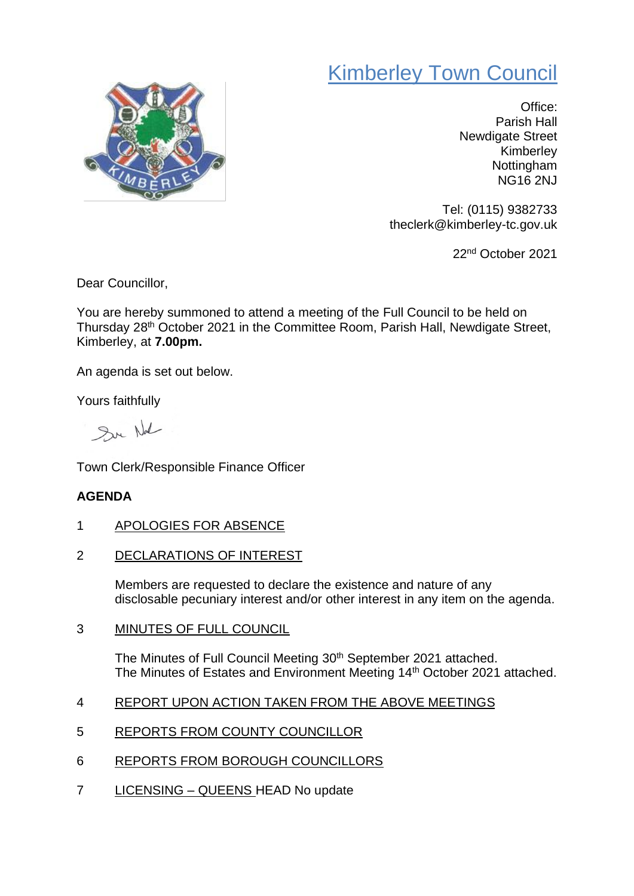# Kimberley Town Council

Office:
Parish Hall
Newdigate Street
Kimberley
Nottingham
NG16 2NJ

Tel: (0115) 9382733
theclerk@kimberley-tc.gov.uk

22nd October 2021

Dear Councillor,

You are hereby summoned to attend a meeting of the Full Council to be held on Thursday 28th October 2021 in the Committee Room, Parish Hall, Newdigate Street, Kimberley, at **7.00pm.**

An agenda is set out below.

Yours faithfully

Town Clerk/Responsible Finance Officer

**AGENDA**

1 APOLOGIES FOR ABSENCE

2 DECLARATIONS OF INTEREST

Members are requested to declare the existence and nature of any disclosable pecuniary interest and/or other interest in any item on the agenda.

3 MINUTES OF FULL COUNCIL

The Minutes of Full Council Meeting 30th September 2021 attached.
The Minutes of Estates and Environment Meeting 14th October 2021 attached.

4 REPORT UPON ACTION TAKEN FROM THE ABOVE MEETINGS

5 REPORTS FROM COUNTY COUNCILLOR

6 REPORTS FROM BOROUGH COUNCILLORS

7 LICENSING – QUEENS HEAD No update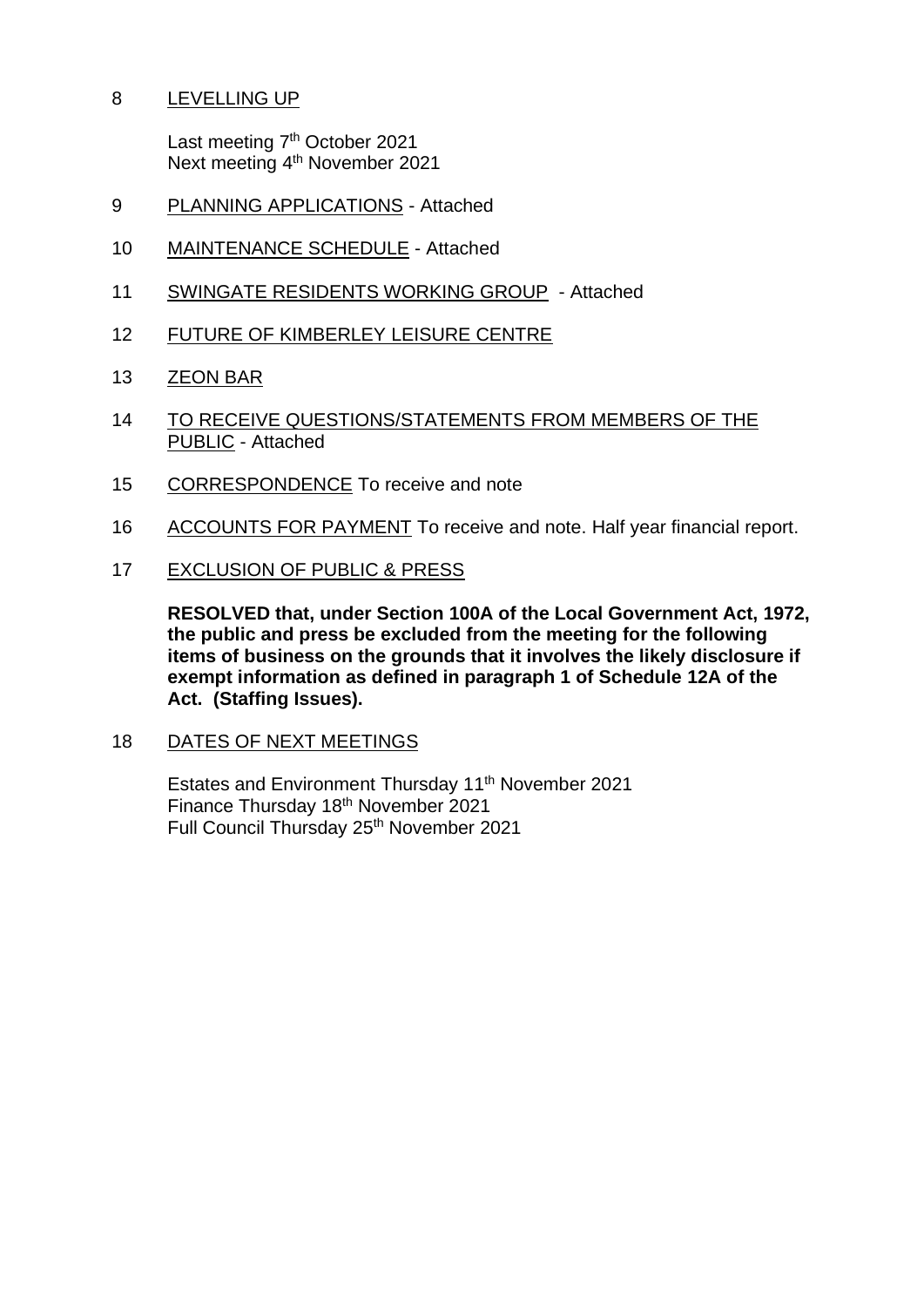8 LEVELLING UP

Last meeting 7th October 2021
Next meeting 4th November 2021

9 PLANNING APPLICATIONS - Attached

10 MAINTENANCE SCHEDULE - Attached

11 SWINGATE RESIDENTS WORKING GROUP - Attached

12 FUTURE OF KIMBERLEY LEISURE CENTRE

13 ZEON BAR

14 TO RECEIVE QUESTIONS/STATEMENTS FROM MEMBERS OF THE PUBLIC - Attached

15 CORRESPONDENCE To receive and note

16 ACCOUNTS FOR PAYMENT To receive and note. Half year financial report.

17 EXCLUSION OF PUBLIC & PRESS

**RESOLVED that, under Section 100A of the Local Government Act, 1972, the public and press be excluded from the meeting for the following items of business on the grounds that it involves the likely disclosure if exempt information as defined in paragraph 1 of Schedule 12A of the Act. (Staffing Issues).**

18 DATES OF NEXT MEETINGS

Estates and Environment Thursday 11th November 2021
Finance Thursday 18th November 2021
Full Council Thursday 25th November 2021